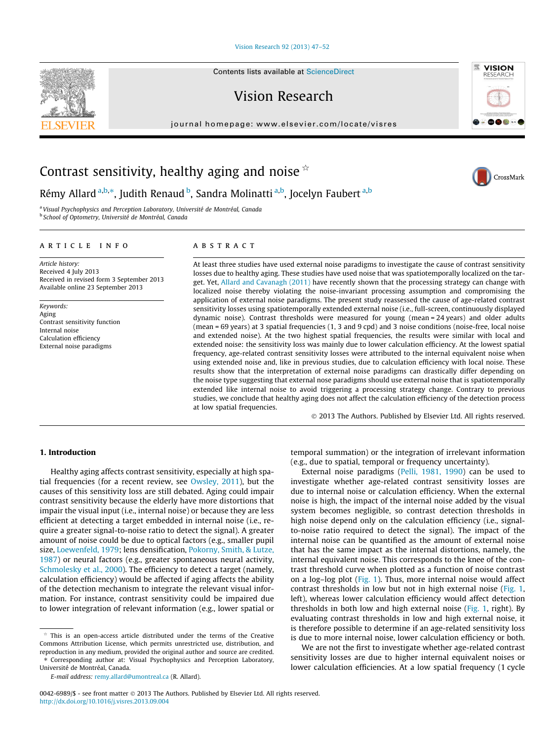# Contrast sensitivity, healthy aging and noise ☆

Rémy Allard [a,b,*], Judith Renaud [b], Sandra Molinatti [a,b], Jocelyn Faubert [a,b]

[a] Visual Psychophysics and Perception Laboratory, Université de Montréal, Canada
[b] School of Optometry, Université de Montréal, Canada

## ARTICLE INFO

*Article history:*
Received 4 July 2013
Received in revised form 3 September 2013
Available online 23 September 2013

*Keywords:*
Aging
Contrast sensitivity function
Internal noise
Calculation efficiency
External noise paradigms

## ABSTRACT

At least three studies have used external noise paradigms to investigate the cause of contrast sensitivity losses due to healthy aging. These studies have used noise that was spatiotemporally localized on the target. Yet, Allard and Cavanagh (2011) have recently shown that the processing strategy can change with localized noise thereby violating the noise-invariant processing assumption and compromising the application of external noise paradigms. The present study reassessed the cause of age-related contrast sensitivity losses using spatiotemporally extended external noise (i.e., full-screen, continuously displayed dynamic noise). Contrast thresholds were measured for young (mean = 24 years) and older adults (mean = 69 years) at 3 spatial frequencies (1, 3 and 9 cpd) and 3 noise conditions (noise-free, local noise and extended noise). At the two highest spatial frequencies, the results were similar with local and extended noise: the sensitivity loss was mainly due to lower calculation efficiency. At the lowest spatial frequency, age-related contrast sensitivity losses were attributed to the internal equivalent noise when using extended noise and, like in previous studies, due to calculation efficiency with local noise. These results show that the interpretation of external noise paradigms can drastically differ depending on the noise type suggesting that external nose paradigms should use external noise that is spatiotemporally extended like internal noise to avoid triggering a processing strategy change. Contrary to previous studies, we conclude that healthy aging does not affect the calculation efficiency of the detection process at low spatial frequencies.

© 2013 The Authors. Published by Elsevier Ltd. All rights reserved.

## 1. Introduction

Healthy aging affects contrast sensitivity, especially at high spatial frequencies (for a recent review, see Owsley, 2011), but the causes of this sensitivity loss are still debated. Aging could impair contrast sensitivity because the elderly have more distortions that impair the visual input (i.e., internal noise) or because they are less efficient at detecting a target embedded in internal noise (i.e., require a greater signal-to-noise ratio to detect the signal). A greater amount of noise could be due to optical factors (e.g., smaller pupil size, Loewenfeld, 1979; lens densification, Pokorny, Smith, & Lutze, 1987) or neural factors (e.g., greater spontaneous neural activity, Schmolesky et al., 2000). The efficiency to detect a target (namely, calculation efficiency) would be affected if aging affects the ability of the detection mechanism to integrate the relevant visual information. For instance, contrast sensitivity could be impaired due to lower integration of relevant information (e.g., lower spatial or temporal summation) or the integration of irrelevant information (e.g., due to spatial, temporal or frequency uncertainty).

External noise paradigms (Pelli, 1981, 1990) can be used to investigate whether age-related contrast sensitivity losses are due to internal noise or calculation efficiency. When the external noise is high, the impact of the internal noise added by the visual system becomes negligible, so contrast detection thresholds in high noise depend only on the calculation efficiency (i.e., signal-to-noise ratio required to detect the signal). The impact of the internal noise can be quantified as the amount of external noise that has the same impact as the internal distortions, namely, the internal equivalent noise. This corresponds to the knee of the contrast threshold curve when plotted as a function of noise contrast on a log–log plot (Fig. 1). Thus, more internal noise would affect contrast thresholds in low but not in high external noise (Fig. 1, left), whereas lower calculation efficiency would affect detection thresholds in both low and high external noise (Fig. 1, right). By evaluating contrast thresholds in low and high external noise, it is therefore possible to determine if an age-related sensitivity loss is due to more internal noise, lower calculation efficiency or both.

We are not the first to investigate whether age-related contrast sensitivity losses are due to higher internal equivalent noises or lower calculation efficiencies. At a low spatial frequency (1 cycle

☆ This is an open-access article distributed under the terms of the Creative Commons Attribution License, which permits unrestricted use, distribution, and reproduction in any medium, provided the original author and source are credited.
\* Corresponding author at: Visual Psychophysics and Perception Laboratory, Université de Montréal, Canada.
E-mail address: remy.allard@umontreal.ca (R. Allard).

0042-6989/$ - see front matter © 2013 The Authors. Published by Elsevier Ltd. All rights reserved.
http://dx.doi.org/10.1016/j.visres.2013.09.004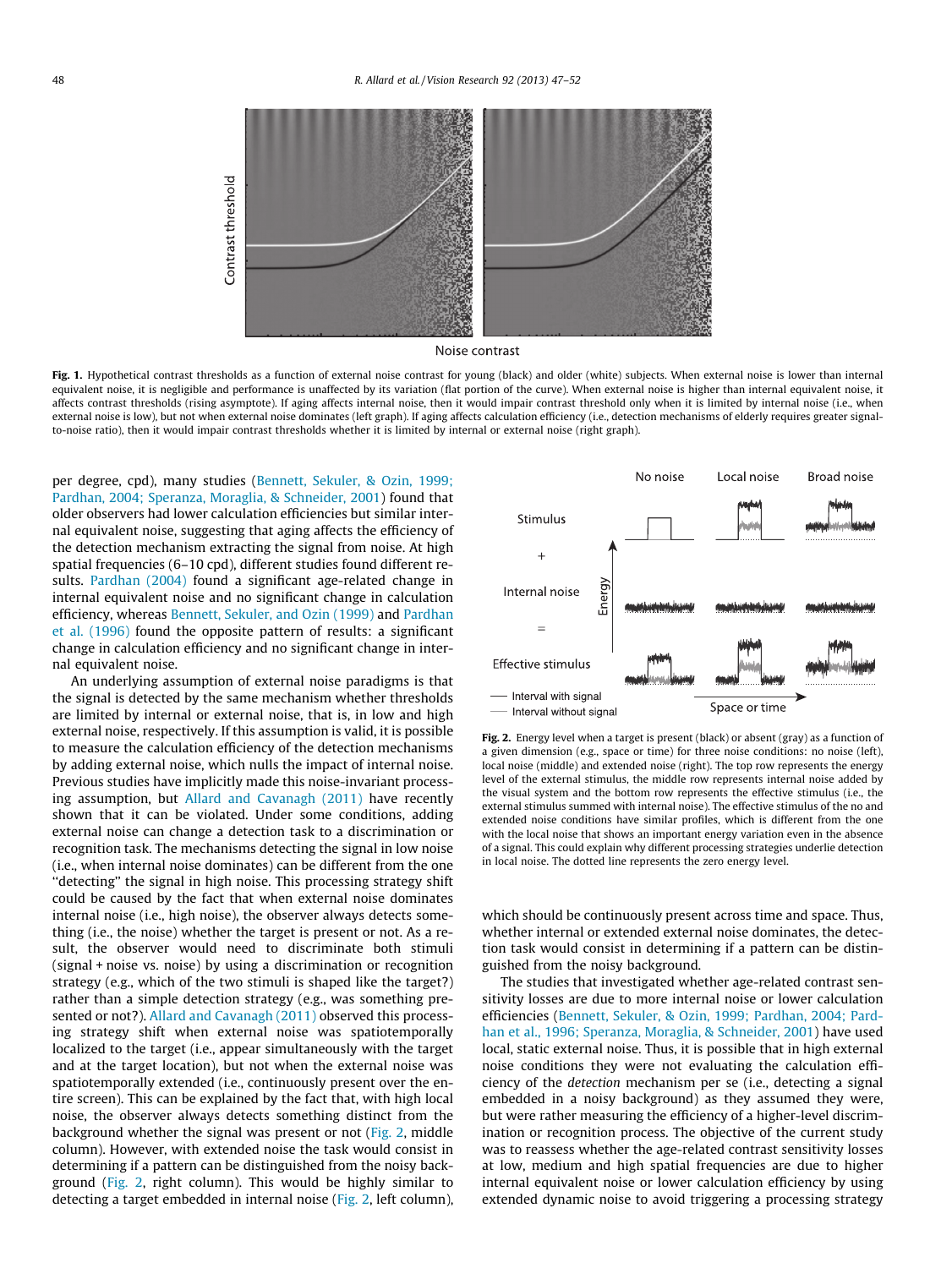Contrast threshold

Noise contrast

**Fig. 1.** Hypothetical contrast thresholds as a function of external noise contrast for young (black) and older (white) subjects. When external noise is lower than internal equivalent noise, it is negligible and performance is unaffected by its variation (flat portion of the curve). When external noise is higher than internal equivalent noise, it affects contrast thresholds (rising asymptote). If aging affects internal noise, then it would impair contrast threshold only when it is limited by internal noise (i.e., when external noise is low), but not when external noise dominates (left graph). If aging affects calculation efficiency (i.e., detection mechanisms of elderly requires greater signal-to-noise ratio), then it would impair contrast thresholds whether it is limited by internal or external noise (right graph).

per degree, cpd), many studies (Bennett, Sekuler, & Ozin, 1999; Pardhan, 2004; Speranza, Moraglia, & Schneider, 2001) found that older observers had lower calculation efficiencies but similar internal equivalent noise, suggesting that aging affects the efficiency of the detection mechanism extracting the signal from noise. At high spatial frequencies (6–10 cpd), different studies found different results. Pardhan (2004) found a significant age-related change in internal equivalent noise and no significant change in calculation efficiency, whereas Bennett, Sekuler, and Ozin (1999) and Pardhan et al. (1996) found the opposite pattern of results: a significant change in calculation efficiency and no significant change in internal equivalent noise.

An underlying assumption of external noise paradigms is that the signal is detected by the same mechanism whether thresholds are limited by internal or external noise, that is, in low and high external noise, respectively. If this assumption is valid, it is possible to measure the calculation efficiency of the detection mechanisms by adding external noise, which nulls the impact of internal noise. Previous studies have implicitly made this noise-invariant processing assumption, but Allard and Cavanagh (2011) have recently shown that it can be violated. Under some conditions, adding external noise can change a detection task to a discrimination or recognition task. The mechanisms detecting the signal in low noise (i.e., when internal noise dominates) can be different from the one "detecting" the signal in high noise. This processing strategy shift could be caused by the fact that when external noise dominates internal noise (i.e., high noise), the observer always detects something (i.e., the noise) whether the target is present or not. As a result, the observer would need to discriminate both stimuli (signal + noise vs. noise) by using a discrimination or recognition strategy (e.g., which of the two stimuli is shaped like the target?) rather than a simple detection strategy (e.g., was something presented or not?). Allard and Cavanagh (2011) observed this processing strategy shift when external noise was spatiotemporally localized to the target (i.e., appear simultaneously with the target and at the target location), but not when the external noise was spatiotemporally extended (i.e., continuously present over the entire screen). This can be explained by the fact that, with high local noise, the observer always detects something distinct from the background whether the signal was present or not (Fig. 2, middle column). However, with extended noise the task would consist in determining if a pattern can be distinguished from the noisy background (Fig. 2, right column). This would be highly similar to detecting a target embedded in internal noise (Fig. 2, left column), which should be continuously present across time and space. Thus, whether internal or extended external noise dominates, the detection task would consist in determining if a pattern can be distinguished from the noisy background.

No noise
Local noise
Broad noise
Stimulus
+
Internal noise
Energy
=
Effective stimulus
Interval with signal
Interval without signal
Space or time

**Fig. 2.** Energy level when a target is present (black) or absent (gray) as a function of a given dimension (e.g., space or time) for three noise conditions: no noise (left), local noise (middle) and extended noise (right). The top row represents the energy level of the external stimulus, the middle row represents internal noise added by the visual system and the bottom row represents the effective stimulus (i.e., the external stimulus summed with internal noise). The effective stimulus of the no and extended noise conditions have similar profiles, which is different from the one with the local noise that shows an important energy variation even in the absence of a signal. This could explain why different processing strategies underlie detection in local noise. The dotted line represents the zero energy level.

The studies that investigated whether age-related contrast sensitivity losses are due to more internal noise or lower calculation efficiencies (Bennett, Sekuler, & Ozin, 1999; Pardhan, 2004; Pardhan et al., 1996; Speranza, Moraglia, & Schneider, 2001) have used local, static external noise. Thus, it is possible that in high external noise conditions they were not evaluating the calculation efficiency of the *detection* mechanism per se (i.e., detecting a signal embedded in a noisy background) as they assumed they were, but were rather measuring the efficiency of a higher-level discrimination or recognition process. The objective of the current study was to reassess whether the age-related contrast sensitivity losses at low, medium and high spatial frequencies are due to higher internal equivalent noise or lower calculation efficiency by using extended dynamic noise to avoid triggering a processing strategy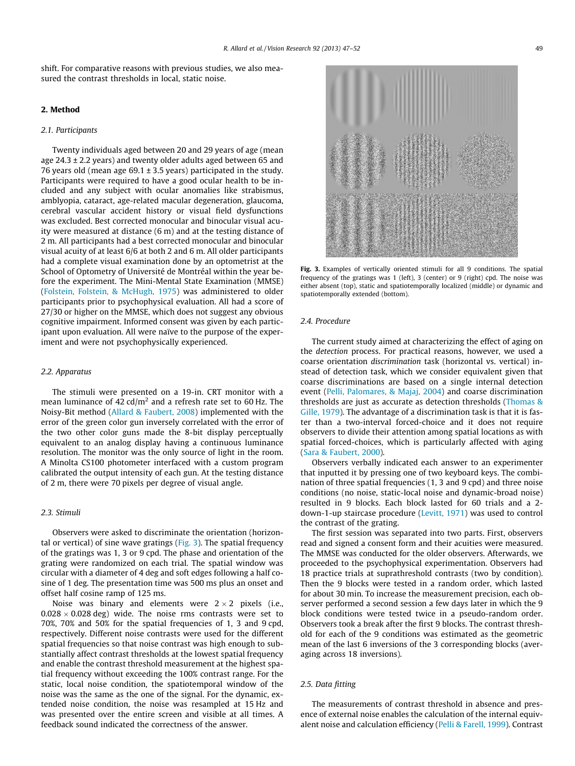shift. For comparative reasons with previous studies, we also measured the contrast thresholds in local, static noise.

## 2. Method

### 2.1. Participants

Twenty individuals aged between 20 and 29 years of age (mean age 24.3 ± 2.2 years) and twenty older adults aged between 65 and 76 years old (mean age 69.1 ± 3.5 years) participated in the study. Participants were required to have a good ocular health to be included and any subject with ocular anomalies like strabismus, amblyopia, cataract, age-related macular degeneration, glaucoma, cerebral vascular accident history or visual field dysfunctions was excluded. Best corrected monocular and binocular visual acuity were measured at distance (6 m) and at the testing distance of 2 m. All participants had a best corrected monocular and binocular visual acuity of at least 6/6 at both 2 and 6 m. All older participants had a complete visual examination done by an optometrist at the School of Optometry of Université de Montréal within the year before the experiment. The Mini-Mental State Examination (MMSE) (Folstein, Folstein, & McHugh, 1975) was administered to older participants prior to psychophysical evaluation. All had a score of 27/30 or higher on the MMSE, which does not suggest any obvious cognitive impairment. Informed consent was given by each participant upon evaluation. All were naïve to the purpose of the experiment and were not psychophysically experienced.

### 2.2. Apparatus

The stimuli were presented on a 19-in. CRT monitor with a mean luminance of 42 cd/m$^2$ and a refresh rate set to 60 Hz. The Noisy-Bit method (Allard & Faubert, 2008) implemented with the error of the green color gun inversely correlated with the error of the two other color guns made the 8-bit display perceptually equivalent to an analog display having a continuous luminance resolution. The monitor was the only source of light in the room. A Minolta CS100 photometer interfaced with a custom program calibrated the output intensity of each gun. At the testing distance of 2 m, there were 70 pixels per degree of visual angle.

### 2.3. Stimuli

Observers were asked to discriminate the orientation (horizontal or vertical) of sine wave gratings (Fig. 3). The spatial frequency of the gratings was 1, 3 or 9 cpd. The phase and orientation of the grating were randomized on each trial. The spatial window was circular with a diameter of 4 deg and soft edges following a half cosine of 1 deg. The presentation time was 500 ms plus an onset and offset half cosine ramp of 125 ms.

Noise was binary and elements were $2 \times 2$ pixels (i.e., $0.028 \times 0.028$ deg) wide. The noise rms contrasts were set to 70%, 70% and 50% for the spatial frequencies of 1, 3 and 9 cpd, respectively. Different noise contrasts were used for the different spatial frequencies so that noise contrast was high enough to substantially affect contrast thresholds at the lowest spatial frequency and enable the contrast threshold measurement at the highest spatial frequency without exceeding the 100% contrast range. For the static, local noise condition, the spatiotemporal window of the noise was the same as the one of the signal. For the dynamic, extended noise condition, the noise was resampled at 15 Hz and was presented over the entire screen and visible at all times. A feedback sound indicated the correctness of the answer.

**Fig. 3.** Examples of vertically oriented stimuli for all 9 conditions. The spatial frequency of the gratings was 1 (left), 3 (center) or 9 (right) cpd. The noise was either absent (top), static and spatiotemporally localized (middle) or dynamic and spatiotemporally extended (bottom).

### 2.4. Procedure

The current study aimed at characterizing the effect of aging on the *detection* process. For practical reasons, however, we used a coarse orientation *discrimination* task (horizontal vs. vertical) instead of detection task, which we consider equivalent given that coarse discriminations are based on a single internal detection event (Pelli, Palomares, & Majaj, 2004) and coarse discrimination thresholds are just as accurate as detection thresholds (Thomas & Gille, 1979). The advantage of a discrimination task is that it is faster than a two-interval forced-choice and it does not require observers to divide their attention among spatial locations as with spatial forced-choices, which is particularly affected with aging (Sara & Faubert, 2000).

Observers verbally indicated each answer to an experimenter that inputted it by pressing one of two keyboard keys. The combination of three spatial frequencies (1, 3 and 9 cpd) and three noise conditions (no noise, static-local noise and dynamic-broad noise) resulted in 9 blocks. Each block lasted for 60 trials and a 2-down-1-up staircase procedure (Levitt, 1971) was used to control the contrast of the grating.

The first session was separated into two parts. First, observers read and signed a consent form and their acuities were measured. The MMSE was conducted for the older observers. Afterwards, we proceeded to the psychophysical experimentation. Observers had 18 practice trials at suprathreshold contrasts (two by condition). Then the 9 blocks were tested in a random order, which lasted for about 30 min. To increase the measurement precision, each observer performed a second session a few days later in which the 9 block conditions were tested twice in a pseudo-random order. Observers took a break after the first 9 blocks. The contrast threshold for each of the 9 conditions was estimated as the geometric mean of the last 6 inversions of the 3 corresponding blocks (averaging across 18 inversions).

### 2.5. Data fitting

The measurements of contrast threshold in absence and presence of external noise enables the calculation of the internal equivalent noise and calculation efficiency (Pelli & Farell, 1999). Contrast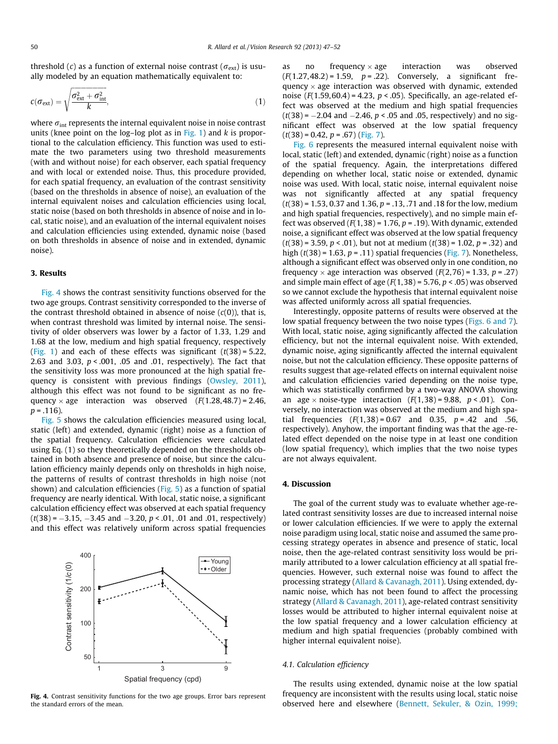threshold ($c$) as a function of external noise contrast ($\sigma_{ext}$) is usually modeled by an equation mathematically equivalent to:

$$c(\sigma_{ext}) = \sqrt{\frac{\sigma_{ext}^2 + \sigma_{int}^2}{k}}, \tag{1}$$

where $\sigma_{int}$ represents the internal equivalent noise in noise contrast units (knee point on the log–log plot as in Fig. 1) and $k$ is proportional to the calculation efficiency. This function was used to estimate the two parameters using two threshold measurements (with and without noise) for each observer, each spatial frequency and with local or extended noise. Thus, this procedure provided, for each spatial frequency, an evaluation of the contrast sensitivity (based on the thresholds in absence of noise), an evaluation of the internal equivalent noises and calculation efficiencies using local, static noise (based on both thresholds in absence of noise and in local, static noise), and an evaluation of the internal equivalent noises and calculation efficiencies using extended, dynamic noise (based on both thresholds in absence of noise and in extended, dynamic noise).

## 3. Results

Fig. 4 shows the contrast sensitivity functions observed for the two age groups. Contrast sensitivity corresponded to the inverse of the contrast threshold obtained in absence of noise ($c(0)$), that is, when contrast threshold was limited by internal noise. The sensitivity of older observers was lower by a factor of 1.33, 1.29 and 1.68 at the low, medium and high spatial frequency, respectively (Fig. 1) and each of these effects was significant ($t(38) = 5.22$, 2.63 and 3.03, $p < .001$, .05 and .01, respectively). The fact that the sensitivity loss was more pronounced at the high spatial frequency is consistent with previous findings (Owsley, 2011), although this effect was not found to be significant as no frequency × age interaction was observed ($F(1.28,48.7) = 2.46$, $p = .116$).

Fig. 5 shows the calculation efficiencies measured using local, static (left) and extended, dynamic (right) noise as a function of the spatial frequency. Calculation efficiencies were calculated using Eq. (1) so they theoretically depended on the thresholds obtained in both absence and presence of noise, but since the calculation efficiency mainly depends only on thresholds in high noise, the patterns of results of contrast thresholds in high noise (not shown) and calculation efficiencies (Fig. 5) as a function of spatial frequency are nearly identical. With local, static noise, a significant calculation efficiency effect was observed at each spatial frequency ($t(38) = -3.15$, $-3.45$ and $-3.20$, $p < .01$, .01 and .01, respectively) and this effect was relatively uniform across spatial frequencies as no frequency × age interaction was observed ($F(1.27,48.2) = 1.59$, $p = .22$). Conversely, a significant frequency × age interaction was observed with dynamic, extended noise ($F(1.59,60.4) = 4.23$, $p < .05$). Specifically, an age-related effect was observed at the medium and high spatial frequencies ($t(38) = -2.04$ and $-2.46$, $p < .05$ and .05, respectively) and no significant effect was observed at the low spatial frequency ($t(38) = 0.42$, $p = .67$) (Fig. 7).

Fig. 4. Contrast sensitivity functions for the two age groups. Error bars represent the standard errors of the mean.

Fig. 6 represents the measured internal equivalent noise with local, static (left) and extended, dynamic (right) noise as a function of the spatial frequency. Again, the interpretations differed depending on whether local, static noise or extended, dynamic noise was used. With local, static noise, internal equivalent noise was not significantly affected at any spatial frequency ($t(38) = 1.53$, 0.37 and 1.36, $p = .13$, .71 and .18 for the low, medium and high spatial frequencies, respectively), and no simple main effect was observed ($F(1,38) = 1.76$, $p = .19$). With dynamic, extended noise, a significant effect was observed at the low spatial frequency ($t(38) = 3.59$, $p < .01$), but not at medium ($t(38) = 1.02$, $p = .32$) and high ($t(38) = 1.63$, $p = .11$) spatial frequencies (Fig. 7). Nonetheless, although a significant effect was observed only in one condition, no frequency × age interaction was observed ($F(2,76) = 1.33$, $p = .27$) and simple main effect of age ($F(1,38) = 5.76$, $p < .05$) was observed so we cannot exclude the hypothesis that internal equivalent noise was affected uniformly across all spatial frequencies.

Interestingly, opposite patterns of results were observed at the low spatial frequency between the two noise types (Figs. 6 and 7). With local, static noise, aging significantly affected the calculation efficiency, but not the internal equivalent noise. With extended, dynamic noise, aging significantly affected the internal equivalent noise, but not the calculation efficiency. These opposite patterns of results suggest that age-related effects on internal equivalent noise and calculation efficiencies varied depending on the noise type, which was statistically confirmed by a two-way ANOVA showing an age × noise-type interaction ($F(1,38) = 9.88$, $p < .01$). Conversely, no interaction was observed at the medium and high spatial frequencies ($F(1,38) = 0.67$ and 0.35, $p = .42$ and .56, respectively). Anyhow, the important finding was that the age-related effect depended on the noise type in at least one condition (low spatial frequency), which implies that the two noise types are not always equivalent.

## 4. Discussion

The goal of the current study was to evaluate whether age-related contrast sensitivity losses are due to increased internal noise or lower calculation efficiencies. If we were to apply the external noise paradigm using local, static noise and assumed the same processing strategy operates in absence and presence of static, local noise, then the age-related contrast sensitivity loss would be primarily attributed to a lower calculation efficiency at all spatial frequencies. However, such external noise was found to affect the processing strategy (Allard & Cavanagh, 2011). Using extended, dynamic noise, which has not been found to affect the processing strategy (Allard & Cavanagh, 2011), age-related contrast sensitivity losses would be attributed to higher internal equivalent noise at the low spatial frequency and a lower calculation efficiency at medium and high spatial frequencies (probably combined with higher internal equivalent noise).

### 4.1. Calculation efficiency

The results using extended, dynamic noise at the low spatial frequency are inconsistent with the results using local, static noise observed here and elsewhere (Bennett, Sekuler, & Ozin, 1999;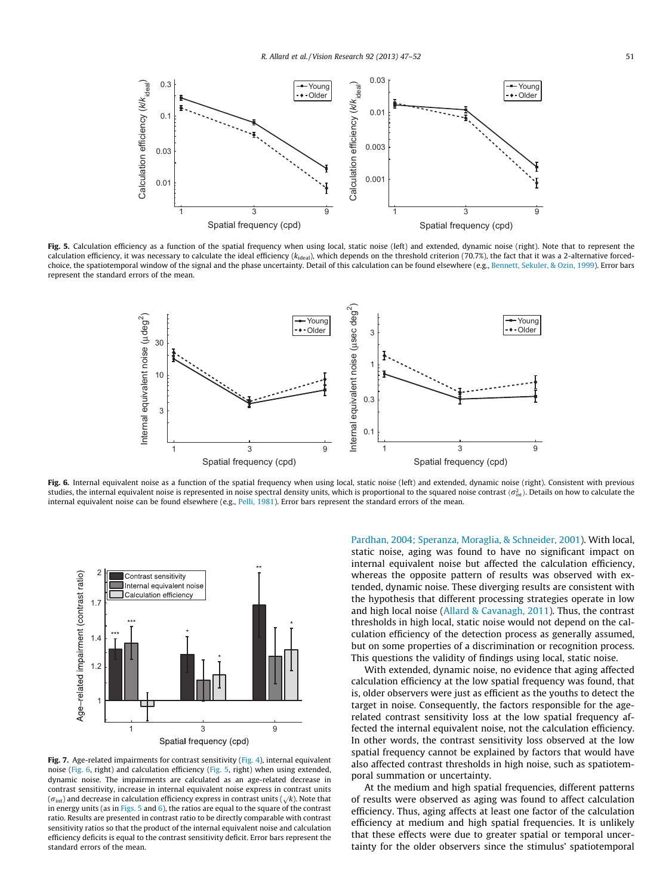Fig. 5. Calculation efficiency as a function of the spatial frequency when using local, static noise (left) and extended, dynamic noise (right). Note that to represent the calculation efficiency, it was necessary to calculate the ideal efficiency ($k_{ideal}$), which depends on the threshold criterion (70.7%), the fact that it was a 2-alternative forced-choice, the spatiotemporal window of the signal and the phase uncertainty. Detail of this calculation can be found elsewhere (e.g., Bennett, Sekuler, & Ozin, 1999). Error bars represent the standard errors of the mean.

Fig. 6. Internal equivalent noise as a function of the spatial frequency when using local, static noise (left) and extended, dynamic noise (right). Consistent with previous studies, the internal equivalent noise is represented in noise spectral density units, which is proportional to the squared noise contrast ($\sigma^2_{int}$). Details on how to calculate the internal equivalent noise can be found elsewhere (e.g., Pelli, 1981). Error bars represent the standard errors of the mean.

Fig. 7. Age-related impairments for contrast sensitivity (Fig. 4), internal equivalent noise (Fig. 6, right) and calculation efficiency (Fig. 5, right) when using extended, dynamic noise. The impairments are calculated as an age-related decrease in contrast sensitivity, increase in internal equivalent noise express in contrast units ($\sigma_{int}$) and decrease in calculation efficiency express in contrast units ($\sqrt{k}$). Note that in energy units (as in Figs. 5 and 6), the ratios are equal to the square of the contrast ratio. Results are presented in contrast ratio to be directly comparable with the contrast sensitivity ratios so that the product of the internal equivalent noise and calculation efficiency deficits is equal to the contrast sensitivity deficit. Error bars represent the standard errors of the mean.

Pardhan, 2004; Speranza, Moraglia, & Schneider, 2001). With local, static noise, aging was found to have no significant impact on internal equivalent noise but affected the calculation efficiency, whereas the opposite pattern of results was observed with extended, dynamic noise. These diverging results are consistent with the hypothesis that different processing strategies operate in low and high local noise (Allard & Cavanagh, 2011). Thus, the contrast thresholds in high local, static noise would not depend on the calculation efficiency of the detection process as generally assumed, but on some properties of a discrimination or recognition process. This questions the validity of findings using local, static noise.

With extended, dynamic noise, no evidence that aging affected calculation efficiency at the low spatial frequency was found, that is, older observers were just as efficient as the youths to detect the target in noise. Consequently, the factors responsible for the age-related contrast sensitivity loss at the low spatial frequency affected the internal equivalent noise, not the calculation efficiency. In other words, the contrast sensitivity loss observed at the low spatial frequency cannot be explained by factors that would have also affected contrast thresholds in high noise, such as spatiotemporal summation or uncertainty.

At the medium and high spatial frequencies, different patterns of results were observed as aging was found to affect calculation efficiency. Thus, aging affects at least one factor of the calculation efficiency at medium and high spatial frequencies. It is unlikely that these effects were due to greater spatial or temporal uncertainty for the older observers since the stimulus' spatiotemporal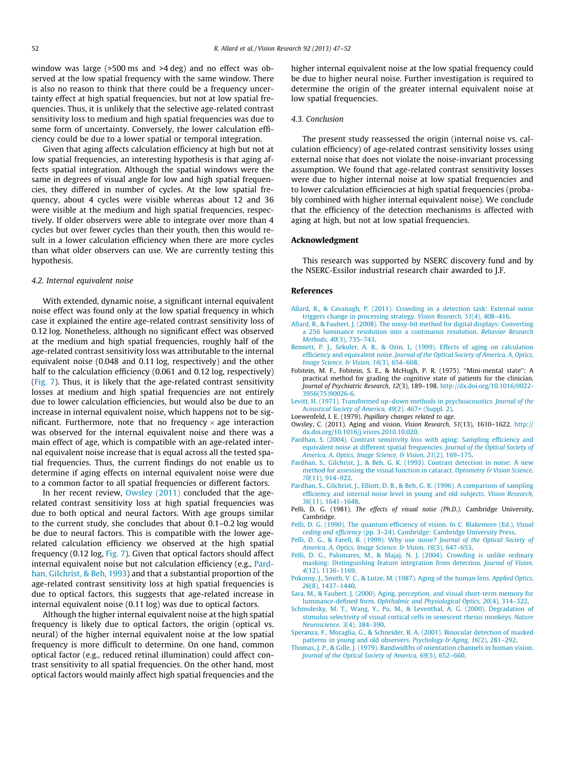window was large (>500 ms and >4 deg) and no effect was observed at the low spatial frequency with the same window. There is also no reason to think that there could be a frequency uncertainty effect at high spatial frequencies, but not at low spatial frequencies. Thus, it is unlikely that the selective age-related contrast sensitivity loss to medium and high spatial frequencies was due to some form of uncertainty. Conversely, the lower calculation efficiency could be due to a lower spatial or temporal integration.

Given that aging affects calculation efficiency at high but not at low spatial frequencies, an interesting hypothesis is that aging affects spatial integration. Although the spatial windows were the same in degrees of visual angle for low and high spatial frequencies, they differed in number of cycles. At the low spatial frequency, about 4 cycles were visible whereas about 12 and 36 were visible at the medium and high spatial frequencies, respectively. If older observers were able to integrate over more than 4 cycles but over fewer cycles than their youth, then this would result in a lower calculation efficiency when there are more cycles than what older observers can use. We are currently testing this hypothesis.

### 4.2. Internal equivalent noise

With extended, dynamic noise, a significant internal equivalent noise effect was found only at the low spatial frequency in which case it explained the entire age-related contrast sensitivity loss of 0.12 log. Nonetheless, although no significant effect was observed at the medium and high spatial frequencies, roughly half of the age-related contrast sensitivity loss was attributable to the internal equivalent noise (0.048 and 0.11 log, respectively) and the other half to the calculation efficiency (0.061 and 0.12 log, respectively) (Fig. 7). Thus, it is likely that the age-related contrast sensitivity losses at medium and high spatial frequencies are not entirely due to lower calculation efficiencies, but would also be due to an increase in internal equivalent noise, which happens not to be significant. Furthermore, note that no frequency × age interaction was observed for the internal equivalent noise and there was a main effect of age, which is compatible with an age-related internal equivalent noise increase that is equal across all the tested spatial frequencies. Thus, the current findings do not enable us to determine if aging effects on internal equivalent noise were due to a common factor to all spatial frequencies or different factors.

In her recent review, Owsley (2011) concluded that the age-related contrast sensitivity loss at high spatial frequencies was due to both optical and neural factors. With age groups similar to the current study, she concludes that about 0.1–0.2 log would be due to neural factors. This is compatible with the lower age-related calculation efficiency we observed at the high spatial frequency (0.12 log, Fig. 7). Given that optical factors should affect internal equivalent noise but not calculation efficiency (e.g., Pardhan, Gilchrist, & Beh, 1993) and that a substantial proportion of the age-related contrast sensitivity loss at high spatial frequencies is due to optical factors, this suggests that age-related increase in internal equivalent noise (0.11 log) was due to optical factors.

Although the higher internal equivalent noise at the high spatial frequency is likely due to optical factors, the origin (optical vs. neural) of the higher internal equivalent noise at the low spatial frequency is more difficult to determine. On one hand, common optical factor (e.g., reduced retinal illumination) could affect contrast sensitivity to all spatial frequencies. On the other hand, most optical factors would mainly affect high spatial frequencies and the higher internal equivalent noise at the low spatial frequency could be due to higher neural noise. Further investigation is required to determine the origin of the greater internal equivalent noise at low spatial frequencies.

### 4.3. Conclusion

The present study reassessed the origin (internal noise vs. calculation efficiency) of age-related contrast sensitivity losses using external noise that does not violate the noise-invariant processing assumption. We found that age-related contrast sensitivity losses were due to higher internal noise at low spatial frequencies and to lower calculation efficiencies at high spatial frequencies (probably combined with higher internal equivalent noise). We conclude that the efficiency of the detection mechanisms is affected with aging at high, but not at low spatial frequencies.

## Acknowledgment

This research was supported by NSERC discovery fund and by the NSERC-Essilor industrial research chair awarded to J.F.

## References

Allard, R., & Cavanagh, P. (2011). Crowding in a detection task: External noise triggers change in processing strategy. *Vision Research, 51*(4), 408–416.

Allard, R., & Faubert, J. (2008). The noisy-bit method for digital displays: Converting a 256 luminance resolution into a continuous resolution. *Behavior Research Methods, 40*(3), 735–743.

Bennett, P. J., Sekuler, A. B., & Ozin, L. (1999). Effects of aging on calculation efficiency and equivalent noise. *Journal of the Optical Society of America, A, Optics, Image Science, & Vision, 16*(3), 654–668.

Folstein, M. F., Folstein, S. E., & McHugh, P. R. (1975). "Mini-mental state": A practical method for grading the cognitive state of patients for the clinician. *Journal of Psychiatric Research, 12*(3), 189–198. http://dx.doi.org/10.1016/0022-3956(75)90026-6.

Levitt, H. (1971). Transformed up–down methods in psychoacoustics. *Journal of the Acoustical Society of America, 49*(2). 467+ (Suppl. 2).

Loewenfeld, I. E. (1979). *Pupillary changes related to age*.

Owsley, C. (2011). Aging and vision. *Vision Research, 51*(13), 1610–1622. http://dx.doi.org/10.1016/j.visres.2010.10.020.

Pardhan, S. (2004). Contrast sensitivity loss with aging: Sampling efficiency and equivalent noise at different spatial frequencies. *Journal of the Optical Society of America, A, Optics, Image Science, & Vision, 21*(2), 169–175.

Pardhan, S., Gilchrist, J., & Beh, G. K. (1993). Contrast detection in noise: A new method for assessing the visual function in cataract. *Optometry & Vision Science, 70*(11), 914–922.

Pardhan, S., Gilchrist, J., Elliott, D. B., & Beh, G. K. (1996). A comparison of sampling efficiency and internal noise level in young and old subjects. *Vision Research, 36*(11), 1641–1648.

Pelli, D. G. (1981). *The effects of visual noise (Ph.D.)*. Cambridge University, Cambridge.

Pelli, D. G. (1990). The quantum efficiency of vision. In C. Blakemore (Ed.), *Visual coding and efficiency* (pp. 3–24). Cambridge: Cambridge University Press.

Pelli, D. G., & Farell, B. (1999). Why use noise? *Journal of the Optical Society of America, A, Optics, Image Science, & Vision, 16*(3), 647–653.

Pelli, D. G., Palomares, M., & Majaj, N. J. (2004). Crowding is unlike ordinary masking: Distinguishing feature integration from detection. *Journal of Vision, 4*(12), 1136–1169.

Pokorny, J., Smith, V. C., & Lutze, M. (1987). Aging of the human lens. *Applied Optics, 26*(8), 1437–1440.

Sara, M., & Faubert, J. (2000). Aging, perception, and visual short-term memory for luminance-defined form. *Ophthalmic and Physiological Optics, 20*(4), 314–322.

Schmolesky, M. T., Wang, Y., Pu, M., & Leventhal, A. G. (2000). Degradation of stimulus selectivity of visual cortical cells in senescent rhesus monkeys. *Nature Neuroscience, 3*(4), 384–390.

Speranza, F., Moraglia, G., & Schneider, B. A. (2001). Binocular detection of masked patterns in young and old observers. *Psychology & Aging, 16*(2), 281–292.

Thomas, J. P., & Gille, J. (1979). Bandwidths of orientation channels in human vision. *Journal of the Optical Society of America, 69*(5), 652–660.